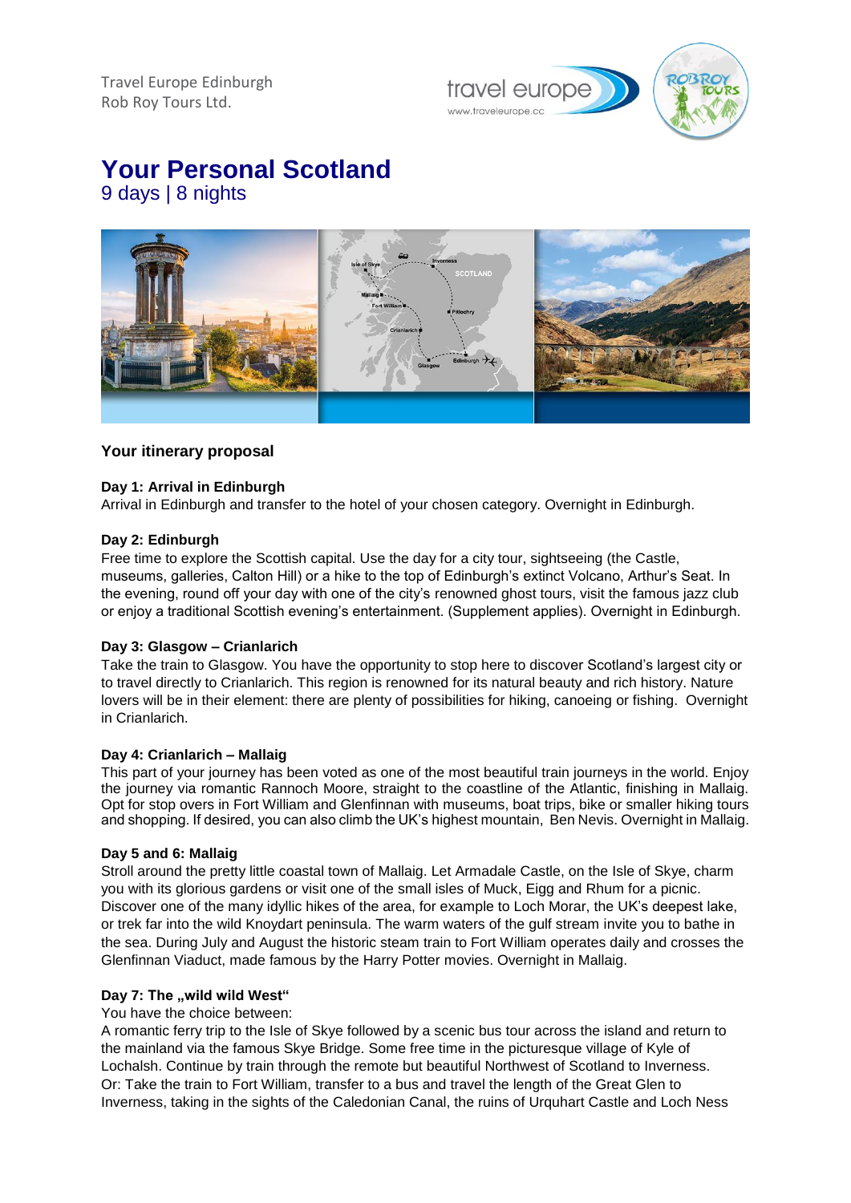Travel Europe Edinburgh
Rob Roy Tours Ltd.

# Your Personal Scotland

9 days | 8 nights

### Your itinerary proposal

**Day 1: Arrival in Edinburgh**
Arrival in Edinburgh and transfer to the hotel of your chosen category. Overnight in Edinburgh.

**Day 2: Edinburgh**
Free time to explore the Scottish capital. Use the day for a city tour, sightseeing (the Castle, museums, galleries, Calton Hill) or a hike to the top of Edinburgh's extinct Volcano, Arthur's Seat. In the evening, round off your day with one of the city's renowned ghost tours, visit the famous jazz club or enjoy a traditional Scottish evening's entertainment. (Supplement applies). Overnight in Edinburgh.

**Day 3: Glasgow – Crianlarich**
Take the train to Glasgow. You have the opportunity to stop here to discover Scotland's largest city or to travel directly to Crianlarich. This region is renowned for its natural beauty and rich history. Nature lovers will be in their element: there are plenty of possibilities for hiking, canoeing or fishing. Overnight in Crianlarich.

**Day 4: Crianlarich – Mallaig**
This part of your journey has been voted as one of the most beautiful train journeys in the world. Enjoy the journey via romantic Rannoch Moore, straight to the coastline of the Atlantic, finishing in Mallaig. Opt for stop overs in Fort William and Glenfinnan with museums, boat trips, bike or smaller hiking tours and shopping. If desired, you can also climb the UK's highest mountain, Ben Nevis. Overnight in Mallaig.

**Day 5 and 6: Mallaig**
Stroll around the pretty little coastal town of Mallaig. Let Armadale Castle, on the Isle of Skye, charm you with its glorious gardens or visit one of the small isles of Muck, Eigg and Rhum for a picnic. Discover one of the many idyllic hikes of the area, for example to Loch Morar, the UK's deepest lake, or trek far into the wild Knoydart peninsula. The warm waters of the gulf stream invite you to bathe in the sea. During July and August the historic steam train to Fort William operates daily and crosses the Glenfinnan Viaduct, made famous by the Harry Potter movies. Overnight in Mallaig.

**Day 7: The „wild wild West"**
You have the choice between:
A romantic ferry trip to the Isle of Skye followed by a scenic bus tour across the island and return to the mainland via the famous Skye Bridge. Some free time in the picturesque village of Kyle of Lochalsh. Continue by train through the remote but beautiful Northwest of Scotland to Inverness.
Or: Take the train to Fort William, transfer to a bus and travel the length of the Great Glen to Inverness, taking in the sights of the Caledonian Canal, the ruins of Urquhart Castle and Loch Ness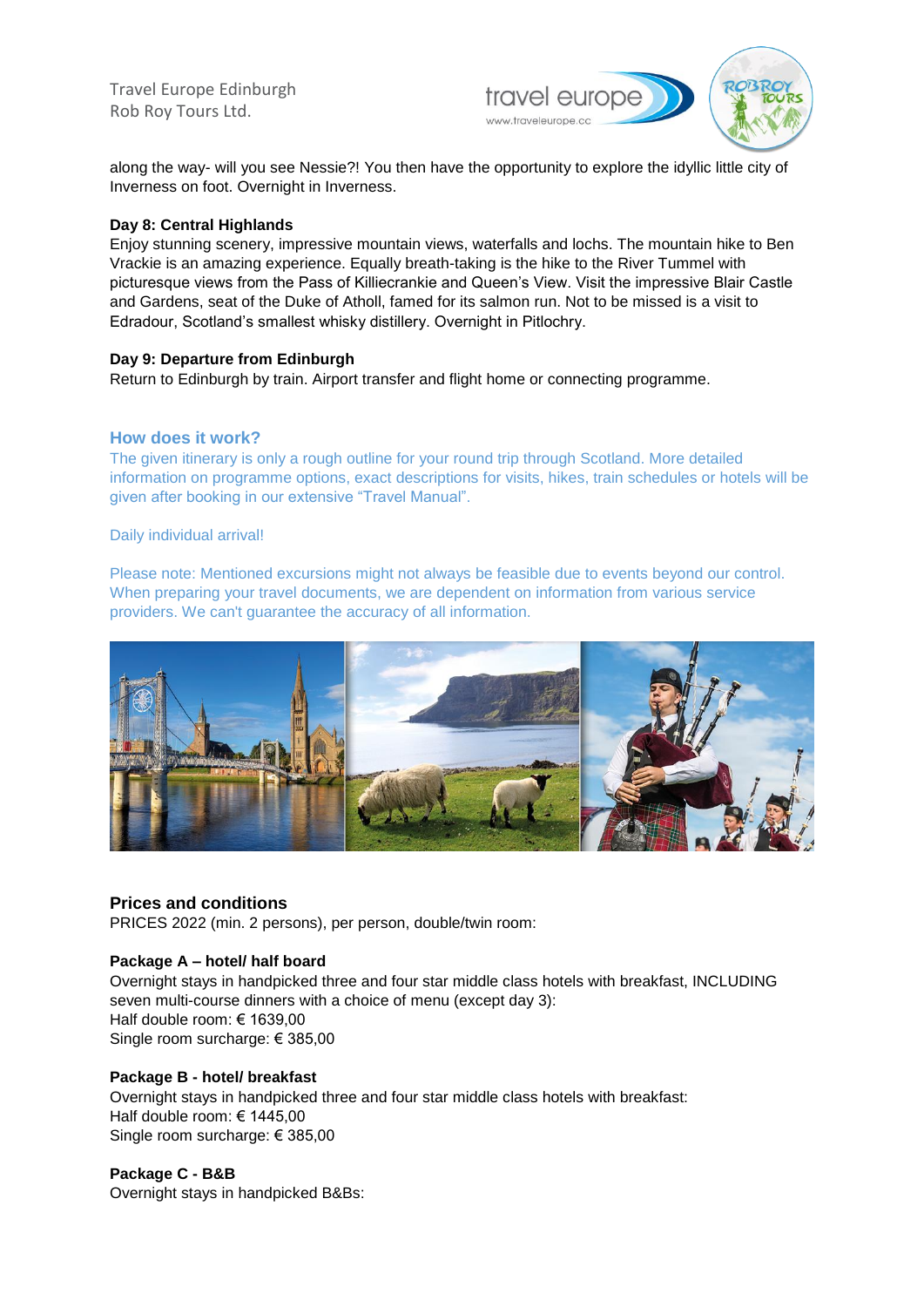along the way- will you see Nessie?! You then have the opportunity to explore the idyllic little city of Inverness on foot. Overnight in Inverness.

**Day 8: Central Highlands**
Enjoy stunning scenery, impressive mountain views, waterfalls and lochs. The mountain hike to Ben Vrackie is an amazing experience. Equally breath-taking is the hike to the River Tummel with picturesque views from the Pass of Killiecrankie and Queen's View. Visit the impressive Blair Castle and Gardens, seat of the Duke of Atholl, famed for its salmon run. Not to be missed is a visit to Edradour, Scotland's smallest whisky distillery. Overnight in Pitlochry.

**Day 9: Departure from Edinburgh**
Return to Edinburgh by train. Airport transfer and flight home or connecting programme.

### How does it work?

The given itinerary is only a rough outline for your round trip through Scotland. More detailed information on programme options, exact descriptions for visits, hikes, train schedules or hotels will be given after booking in our extensive "Travel Manual".

Daily individual arrival!

Please note: Mentioned excursions might not always be feasible due to events beyond our control. When preparing your travel documents, we are dependent on information from various service providers. We can't guarantee the accuracy of all information.

### Prices and conditions

PRICES 2022 (min. 2 persons), per person, double/twin room:

**Package A – hotel/ half board**
Overnight stays in handpicked three and four star middle class hotels with breakfast, INCLUDING seven multi-course dinners with a choice of menu (except day 3):
Half double room: € 1639,00
Single room surcharge: € 385,00

**Package B - hotel/ breakfast**
Overnight stays in handpicked three and four star middle class hotels with breakfast:
Half double room: € 1445,00
Single room surcharge: € 385,00

**Package C - B&B**
Overnight stays in handpicked B&Bs: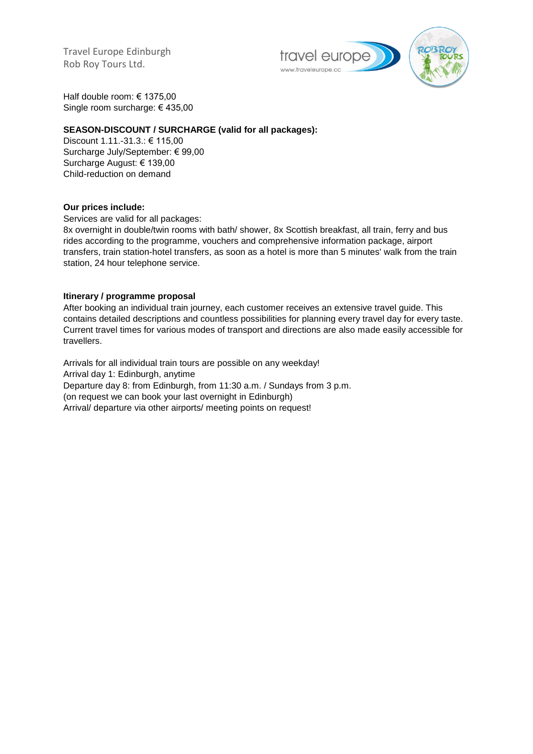Travel Europe Edinburgh
Rob Roy Tours Ltd.

Half double room: € 1375,00
Single room surcharge: € 435,00

**SEASON-DISCOUNT / SURCHARGE (valid for all packages):**
Discount 1.11.-31.3.: € 115,00
Surcharge July/September: € 99,00
Surcharge August: € 139,00
Child-reduction on demand

**Our prices include:**
Services are valid for all packages:
8x overnight in double/twin rooms with bath/ shower, 8x Scottish breakfast, all train, ferry and bus rides according to the programme, vouchers and comprehensive information package, airport transfers, train station-hotel transfers, as soon as a hotel is more than 5 minutes' walk from the train station, 24 hour telephone service.

**Itinerary / programme proposal**
After booking an individual train journey, each customer receives an extensive travel guide. This contains detailed descriptions and countless possibilities for planning every travel day for every taste. Current travel times for various modes of transport and directions are also made easily accessible for travellers.

Arrivals for all individual train tours are possible on any weekday!
Arrival day 1: Edinburgh, anytime
Departure day 8: from Edinburgh, from 11:30 a.m. / Sundays from 3 p.m.
(on request we can book your last overnight in Edinburgh)
Arrival/ departure via other airports/ meeting points on request!